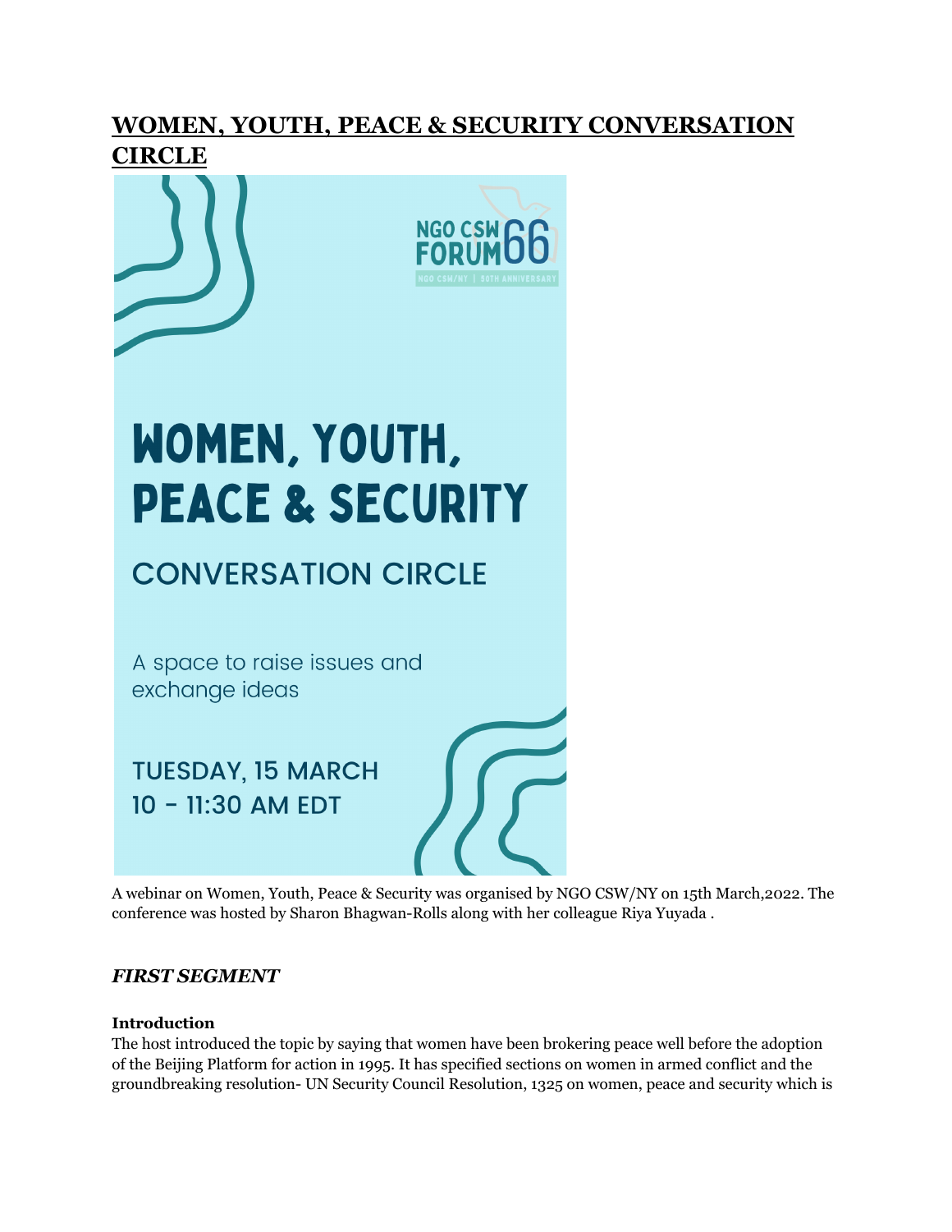# WOMEN, YOUTH, PEACE & SECURITY CONVERSATION CIRCLE

NGO CSW FORUM66
NGO CSW/NY | 50TH ANNIVERSARY

WOMEN, YOUTH, PEACE & SECURITY

CONVERSATION CIRCLE

A space to raise issues and exchange ideas

TUESDAY, 15 MARCH
10 - 11:30 AM EDT

A webinar on Women, Youth, Peace & Security was organised by NGO CSW/NY on 15th March,2022. The conference was hosted by Sharon Bhagwan-Rolls along with her colleague Riya Yuyada .

## *FIRST SEGMENT*

**Introduction**

The host introduced the topic by saying that women have been brokering peace well before the adoption of the Beijing Platform for action in 1995. It has specified sections on women in armed conflict and the groundbreaking resolution- UN Security Council Resolution, 1325 on women, peace and security which is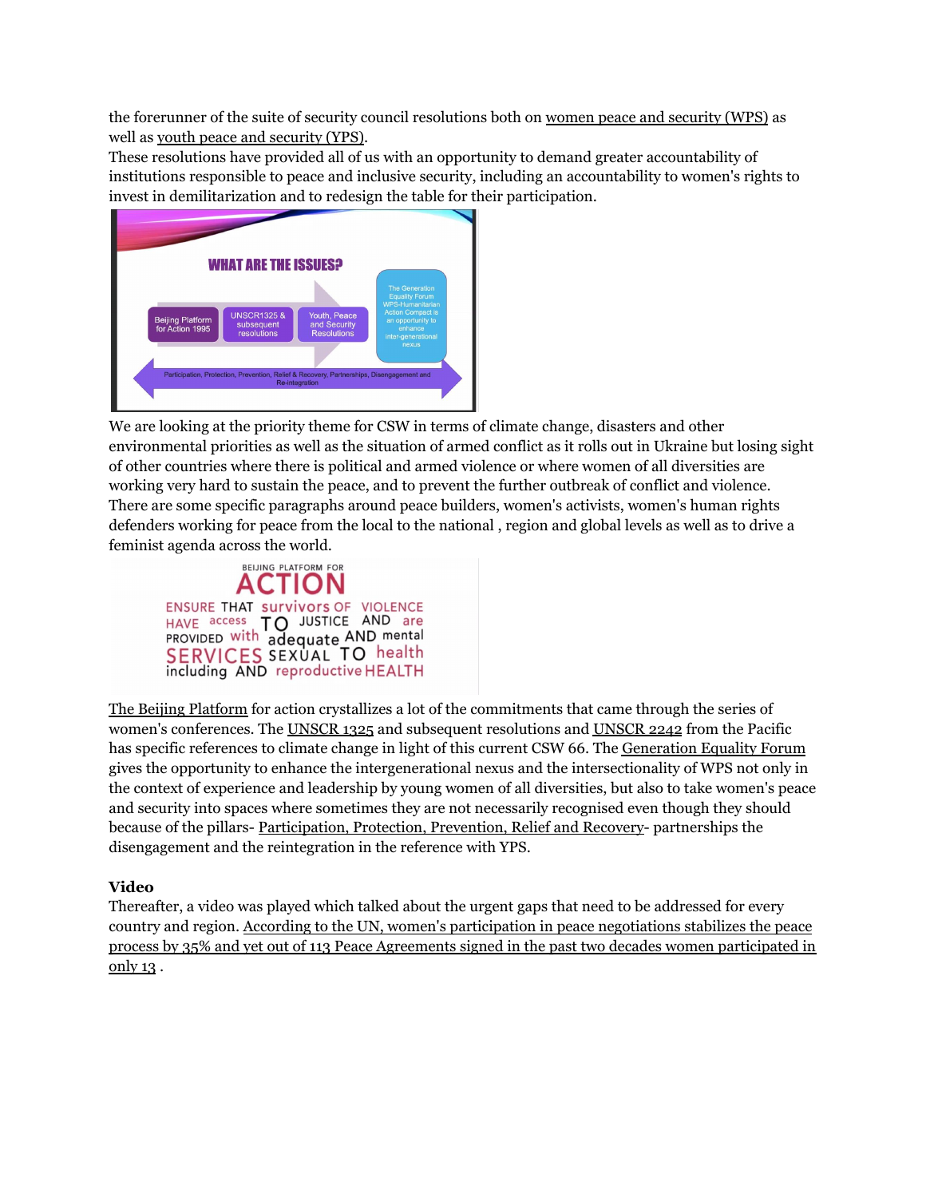the forerunner of the suite of security council resolutions both on women peace and security (WPS) as well as youth peace and security (YPS).

These resolutions have provided all of us with an opportunity to demand greater accountability of institutions responsible to peace and inclusive security, including an accountability to women's rights to invest in demilitarization and to redesign the table for their participation.

We are looking at the priority theme for CSW in terms of climate change, disasters and other environmental priorities as well as the situation of armed conflict as it rolls out in Ukraine but losing sight of other countries where there is political and armed violence or where women of all diversities are working very hard to sustain the peace, and to prevent the further outbreak of conflict and violence. There are some specific paragraphs around peace builders, women's activists, women's human rights defenders working for peace from the local to the national , region and global levels as well as to drive a feminist agenda across the world.

The Beijing Platform for action crystallizes a lot of the commitments that came through the series of women's conferences. The UNSCR 1325 and subsequent resolutions and UNSCR 2242 from the Pacific has specific references to climate change in light of this current CSW 66. The Generation Equality Forum gives the opportunity to enhance the intergenerational nexus and the intersectionality of WPS not only in the context of experience and leadership by young women of all diversities, but also to take women's peace and security into spaces where sometimes they are not necessarily recognised even though they should because of the pillars- Participation, Protection, Prevention, Relief and Recovery- partnerships the disengagement and the reintegration in the reference with YPS.

**Video**

Thereafter, a video was played which talked about the urgent gaps that need to be addressed for every country and region. According to the UN, women's participation in peace negotiations stabilizes the peace process by 35% and yet out of 113 Peace Agreements signed in the past two decades women participated in only 13 .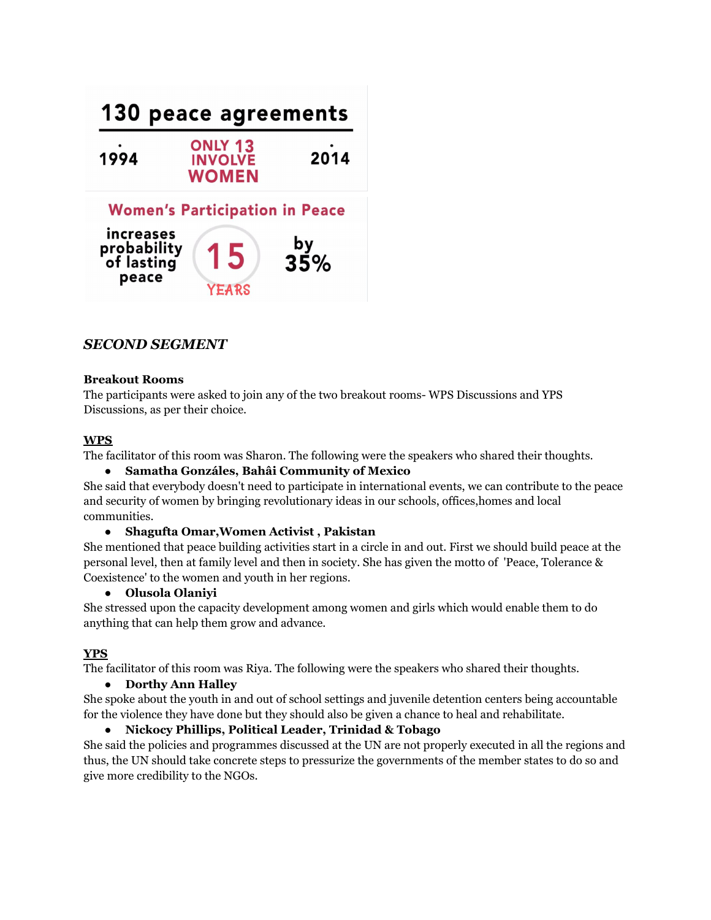**130 peace agreements**

1994 — ONLY 13 INVOLVE WOMEN — 2014

**Women's Participation in Peace**

increases probability of lasting peace 15 YEARS by 35%

### *SECOND SEGMENT*

**Breakout Rooms**

The participants were asked to join any of the two breakout rooms- WPS Discussions and YPS Discussions, as per their choice.

**WPS**

The facilitator of this room was Sharon. The following were the speakers who shared their thoughts.

- **Samatha Gonzáles, Bahâi Community of Mexico**

She said that everybody doesn't need to participate in international events, we can contribute to the peace and security of women by bringing revolutionary ideas in our schools, offices,homes and local communities.

- **Shagufta Omar,Women Activist , Pakistan**

She mentioned that peace building activities start in a circle in and out. First we should build peace at the personal level, then at family level and then in society. She has given the motto of 'Peace, Tolerance & Coexistence' to the women and youth in her regions.

- **Olusola Olaniyi**

She stressed upon the capacity development among women and girls which would enable them to do anything that can help them grow and advance.

**YPS**

The facilitator of this room was Riya. The following were the speakers who shared their thoughts.

- **Dorthy Ann Halley**

She spoke about the youth in and out of school settings and juvenile detention centers being accountable for the violence they have done but they should also be given a chance to heal and rehabilitate.

- **Nickocy Phillips, Political Leader, Trinidad & Tobago**

She said the policies and programmes discussed at the UN are not properly executed in all the regions and thus, the UN should take concrete steps to pressurize the governments of the member states to do so and give more credibility to the NGOs.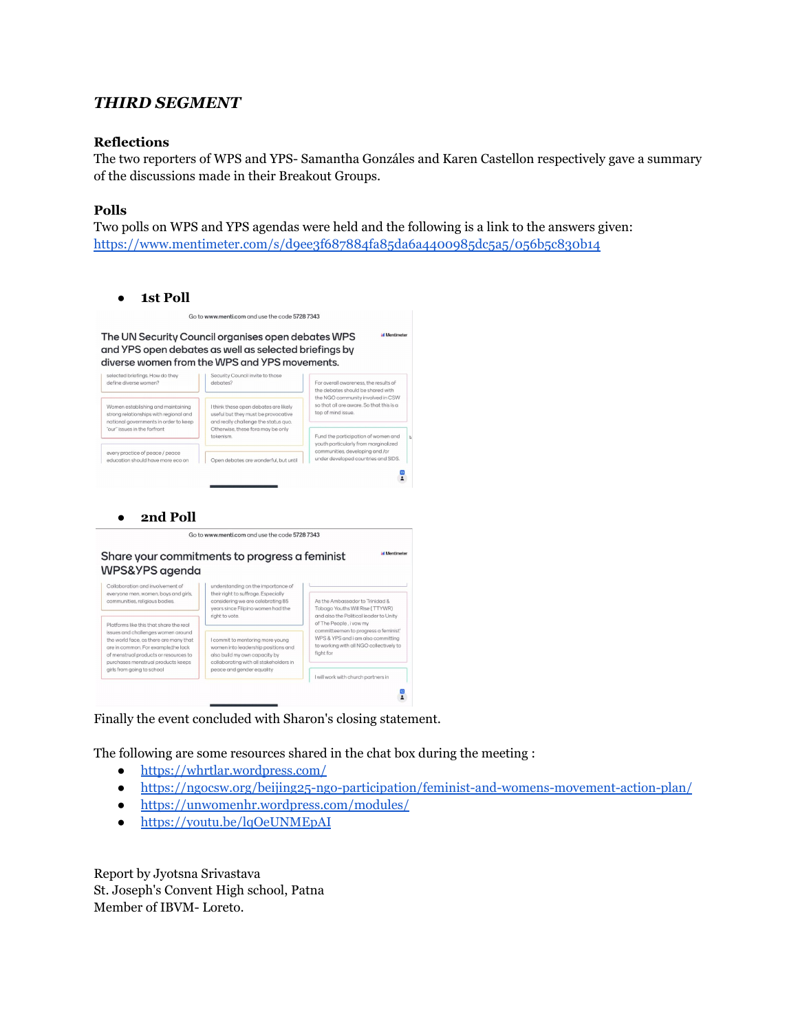## *THIRD SEGMENT*

### Reflections

The two reporters of WPS and YPS- Samantha Gonzáles and Karen Castellon respectively gave a summary of the discussions made in their Breakout Groups.

### Polls

Two polls on WPS and YPS agendas were held and the following is a link to the answers given: https://www.mentimeter.com/s/d9ee3f687884fa85da6a4400985dc5a5/056b5c830b14

- **1st Poll**

Go to www.menti.com and use the code 5728 7343

The UN Security Council organises open debates WPS and YPS open debates as well as selected briefings by diverse women from the WPS and YPS movements.

Mentimeter

selected briefings. How do they define diverse women?

Security Council invite to those debates?

For overall awareness, the results of the debates should be shared with the NGO community involved in CSW so that all are aware. So that this is a top of mind issue.

Women establishing and maintaining strong relationships with regional and national governments in order to keep 'our' issues in the forefront

I think these open debates are likely useful but they must be provocative and really challenge the status quo. Otherwise, these fora may be only tokenism.

Fund the participation of women and youth particularly from marginalized communities, developing and /or under developed countries and SIDS.

every practice of peace / peace education should have more eco on

Open debates are wonderful, but until

- **2nd Poll**

Go to www.menti.com and use the code 5728 7343

Share your commitments to progress a feminist WPS&YPS agenda

Mentimeter

Collaboration and involvement of everyone men, women, boys and girls, communities, religious bodies.

understanding on the importance of their right to suffrage. Especially considering we are celebrating 85 years since Filipino women had the right to vote.

As the Ambassador to Trinidad & Tobago Youths Will Rise (TTYWR) and also the Political leader to Unity of The People , i vow my committeemen to progress a feminist' WPS & YPS and i am also committing to working with all NGO collectively to fight for

Platforms like this that share the real issues and challenges women around the world face, as there are many that are in common. For example,the lack of menstrual products or resources to purchases menstrual products keeps girls from going to school

I commit to mentoring more young women into leadership positions and also build my own capacity by collaborating with all stakeholders in peace and gender equality

I will work with church partners in

Finally the event concluded with Sharon's closing statement.

The following are some resources shared in the chat box during the meeting :

- https://whrtlar.wordpress.com/
- https://ngocsw.org/beijing25-ngo-participation/feminist-and-womens-movement-action-plan/
- https://unwomenhr.wordpress.com/modules/
- https://youtu.be/lqOeUNMEpAI

Report by Jyotsna Srivastava
St. Joseph's Convent High school, Patna
Member of IBVM- Loreto.